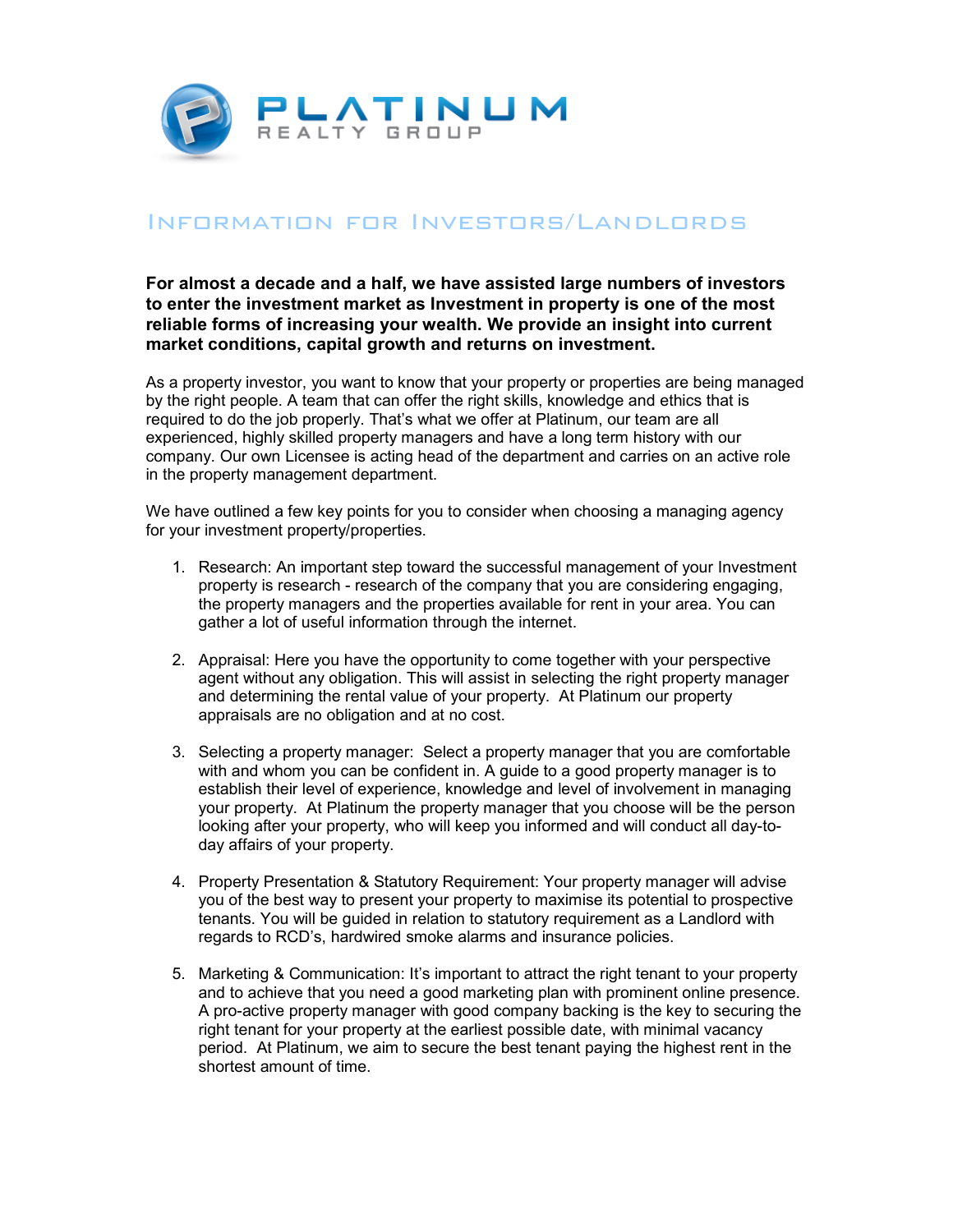# PLATINUM

REALTY GROUP

## Information for Investors/Landlords

**For almost a decade and a half, we have assisted large numbers of investors to enter the investment market as Investment in property is one of the most reliable forms of increasing your wealth. We provide an insight into current market conditions, capital growth and returns on investment.**

As a property investor, you want to know that your property or properties are being managed by the right people. A team that can offer the right skills, knowledge and ethics that is required to do the job properly. That's what we offer at Platinum, our team are all experienced, highly skilled property managers and have a long term history with our company. Our own Licensee is acting head of the department and carries on an active role in the property management department.

We have outlined a few key points for you to consider when choosing a managing agency for your investment property/properties.

1. Research: An important step toward the successful management of your Investment property is research - research of the company that you are considering engaging, the property managers and the properties available for rent in your area. You can gather a lot of useful information through the internet.

2. Appraisal: Here you have the opportunity to come together with your perspective agent without any obligation. This will assist in selecting the right property manager and determining the rental value of your property. At Platinum our property appraisals are no obligation and at no cost.

3. Selecting a property manager: Select a property manager that you are comfortable with and whom you can be confident in. A guide to a good property manager is to establish their level of experience, knowledge and level of involvement in managing your property. At Platinum the property manager that you choose will be the person looking after your property, who will keep you informed and will conduct all day-to-day affairs of your property.

4. Property Presentation & Statutory Requirement: Your property manager will advise you of the best way to present your property to maximise its potential to prospective tenants. You will be guided in relation to statutory requirement as a Landlord with regards to RCD's, hardwired smoke alarms and insurance policies.

5. Marketing & Communication: It's important to attract the right tenant to your property and to achieve that you need a good marketing plan with prominent online presence. A pro-active property manager with good company backing is the key to securing the right tenant for your property at the earliest possible date, with minimal vacancy period. At Platinum, we aim to secure the best tenant paying the highest rent in the shortest amount of time.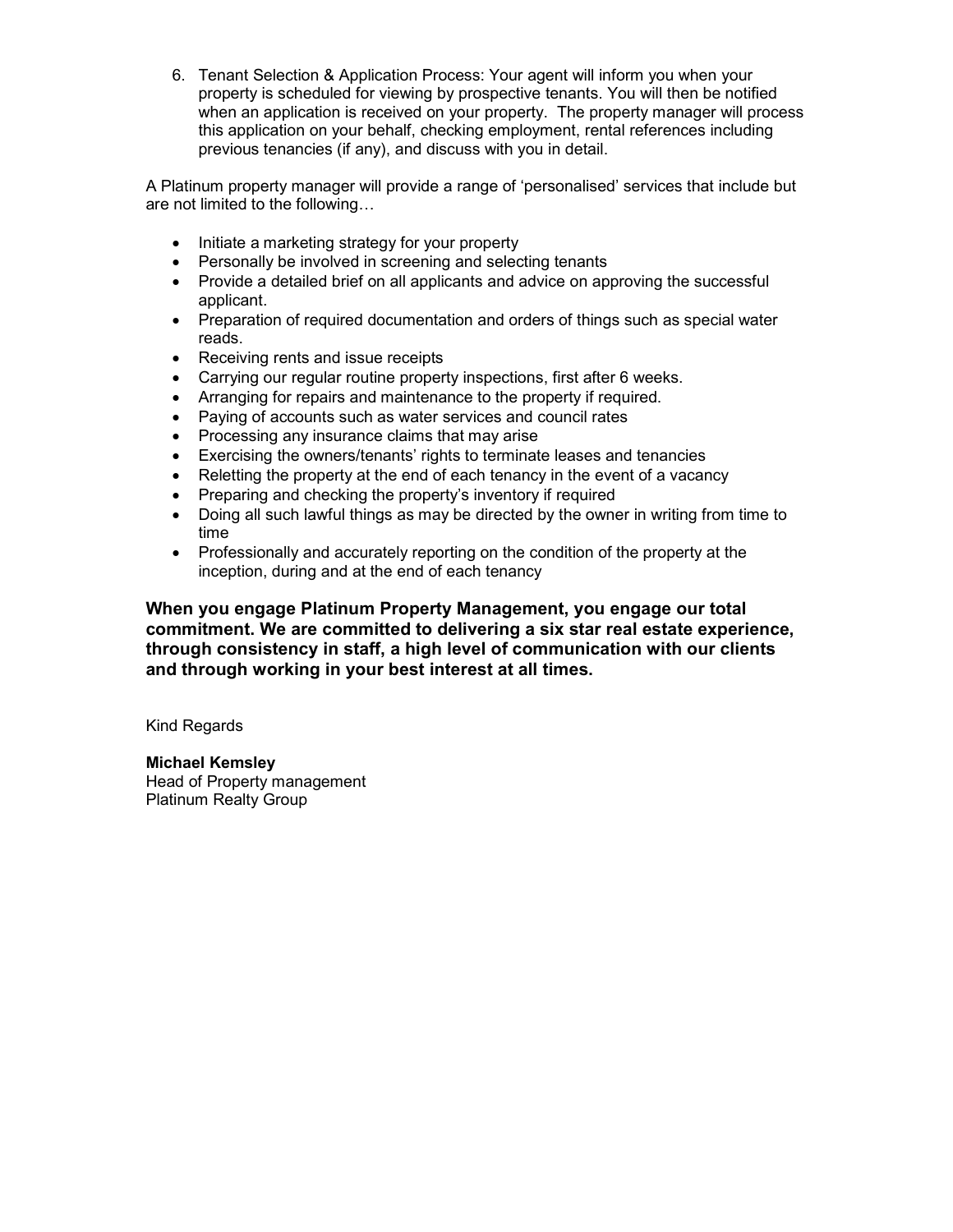6. Tenant Selection & Application Process: Your agent will inform you when your property is scheduled for viewing by prospective tenants. You will then be notified when an application is received on your property. The property manager will process this application on your behalf, checking employment, rental references including previous tenancies (if any), and discuss with you in detail.

A Platinum property manager will provide a range of 'personalised' services that include but are not limited to the following…

- Initiate a marketing strategy for your property
- Personally be involved in screening and selecting tenants
- Provide a detailed brief on all applicants and advice on approving the successful applicant.
- Preparation of required documentation and orders of things such as special water reads.
- Receiving rents and issue receipts
- Carrying our regular routine property inspections, first after 6 weeks.
- Arranging for repairs and maintenance to the property if required.
- Paying of accounts such as water services and council rates
- Processing any insurance claims that may arise
- Exercising the owners/tenants' rights to terminate leases and tenancies
- Reletting the property at the end of each tenancy in the event of a vacancy
- Preparing and checking the property's inventory if required
- Doing all such lawful things as may be directed by the owner in writing from time to time
- Professionally and accurately reporting on the condition of the property at the inception, during and at the end of each tenancy

**When you engage Platinum Property Management, you engage our total commitment. We are committed to delivering a six star real estate experience, through consistency in staff, a high level of communication with our clients and through working in your best interest at all times.**

Kind Regards

**Michael Kemsley**
Head of Property management
Platinum Realty Group